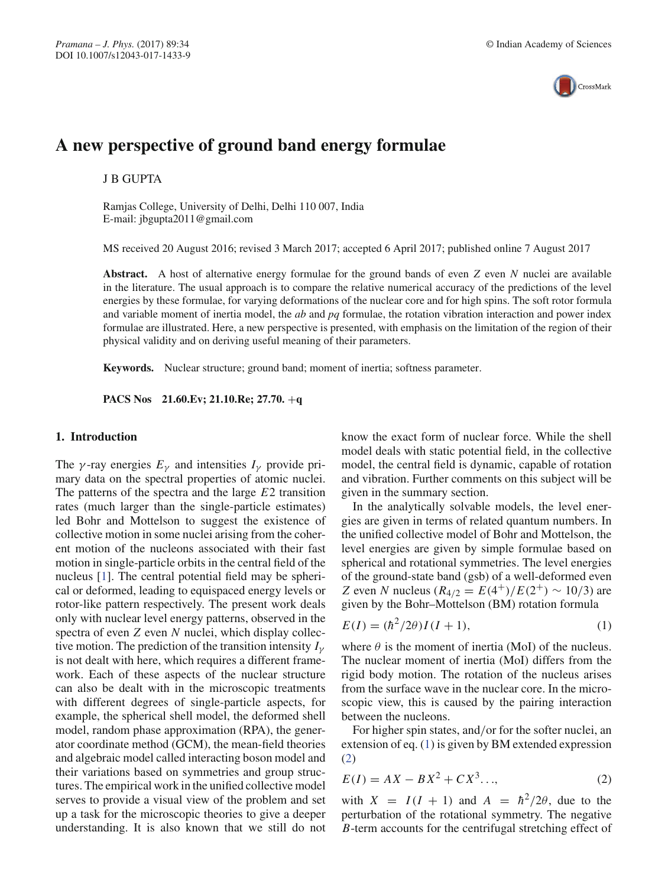# A new perspective of ground band energy formulae

J B GUPTA

Ramjas College, University of Delhi, Delhi 110 007, India
E-mail: jbgupta2011@gmail.com

MS received 20 August 2016; revised 3 March 2017; accepted 6 April 2017; published online 7 August 2017

**Abstract.** A host of alternative energy formulae for the ground bands of even $Z$ even $N$ nuclei are available in the literature. The usual approach is to compare the relative numerical accuracy of the predictions of the level energies by these formulae, for varying deformations of the nuclear core and for high spins. The soft rotor formula and variable moment of inertia model, the *ab* and *pq* formulae, the rotation vibration interaction and power index formulae are illustrated. Here, a new perspective is presented, with emphasis on the limitation of the region of their physical validity and on deriving useful meaning of their parameters.

**Keywords.** Nuclear structure; ground band; moment of inertia; softness parameter.

**PACS Nos** 21.60.Ev; 21.10.Re; 27.70. +q

## 1. Introduction

The $\gamma$-ray energies $E_{\gamma}$ and intensities $I_{\gamma}$ provide primary data on the spectral properties of atomic nuclei. The patterns of the spectra and the large $E2$ transition rates (much larger than the single-particle estimates) led Bohr and Mottelson to suggest the existence of collective motion in some nuclei arising from the coherent motion of the nucleons associated with their fast motion in single-particle orbits in the central field of the nucleus [1]. The central potential field may be spherical or deformed, leading to equispaced energy levels or rotor-like pattern respectively. The present work deals only with nuclear level energy patterns, observed in the spectra of even $Z$ even $N$ nuclei, which display collective motion. The prediction of the transition intensity $I_{\gamma}$ is not dealt with here, which requires a different framework. Each of these aspects of the nuclear structure can also be dealt with in the microscopic treatments with different degrees of single-particle aspects, for example, the spherical shell model, the deformed shell model, random phase approximation (RPA), the generator coordinate method (GCM), the mean-field theories and algebraic model called interacting boson model and their variations based on symmetries and group structures. The empirical work in the unified collective model serves to provide a visual view of the problem and set up a task for the microscopic theories to give a deeper understanding. It is also known that we still do not know the exact form of nuclear force. While the shell model deals with static potential field, in the collective model, the central field is dynamic, capable of rotation and vibration. Further comments on this subject will be given in the summary section.

In the analytically solvable models, the level energies are given in terms of related quantum numbers. In the unified collective model of Bohr and Mottelson, the level energies are given by simple formulae based on spherical and rotational symmetries. The level energies of the ground-state band (gsb) of a well-deformed even $Z$ even $N$ nucleus ($R_{4/2} = E(4^{+})/E(2^{+}) \sim 10/3$) are given by the Bohr–Mottelson (BM) rotation formula

$$E(I) = (\hbar^2/2\theta)I(I+1), \tag{1}$$

where $\theta$ is the moment of inertia (MoI) of the nucleus. The nuclear moment of inertia (MoI) differs from the rigid body motion. The rotation of the nucleus arises from the surface wave in the nuclear core. In the microscopic view, this is caused by the pairing interaction between the nucleons.

For higher spin states, and/or for the softer nuclei, an extension of eq. (1) is given by BM extended expression (2)

$$E(I) = AX - BX^2 + CX^3 \ldots, \tag{2}$$

with $X = I(I+1)$ and $A = \hbar^2/2\theta$, due to the perturbation of the rotational symmetry. The negative $B$-term accounts for the centrifugal stretching effect of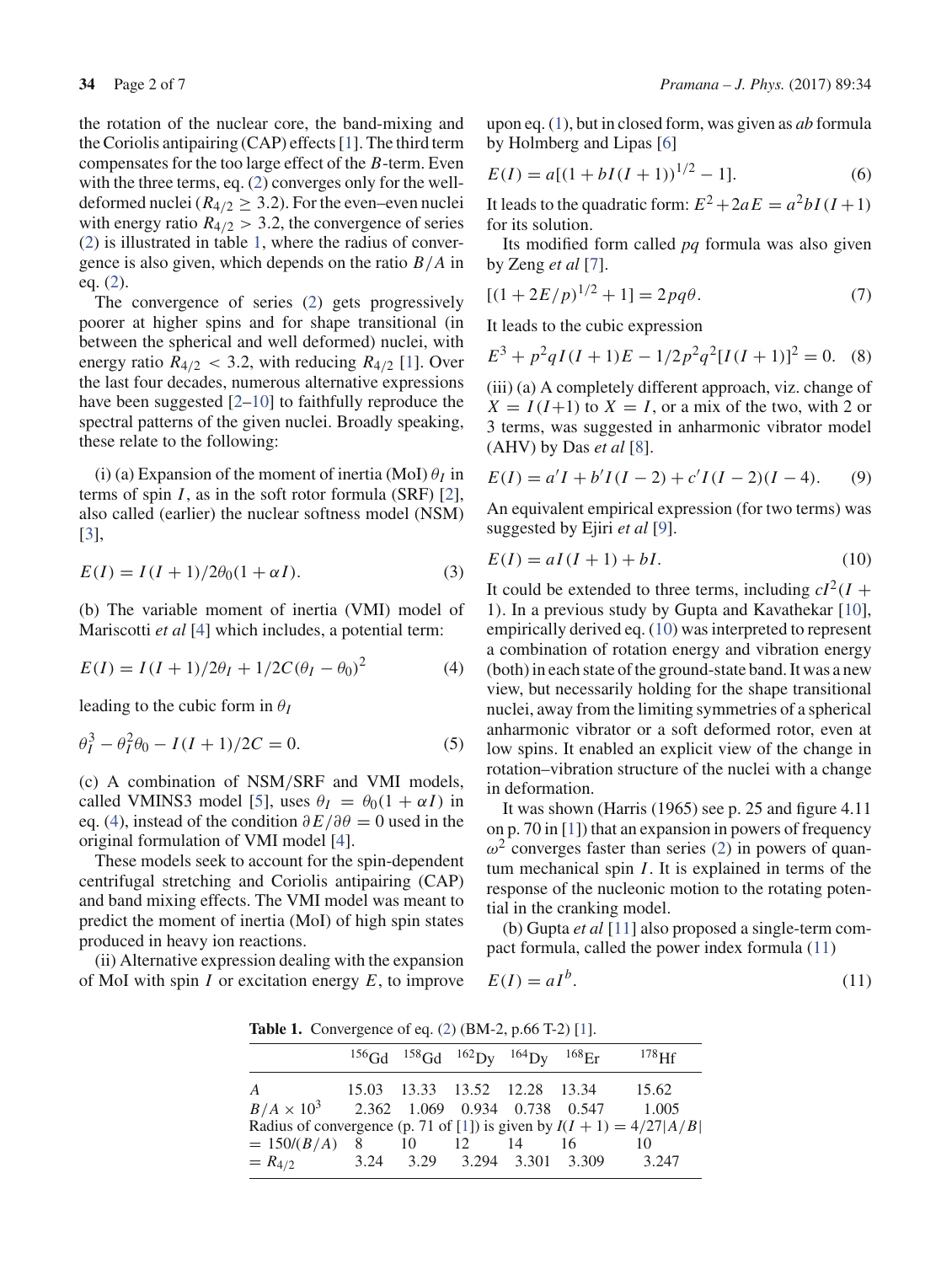the rotation of the nuclear core, the band-mixing and the Coriolis antipairing (CAP) effects [1]. The third term compensates for the too large effect of the $B$-term. Even with the three terms, eq. (2) converges only for the well-deformed nuclei ($R_{4/2} \geq 3.2$). For the even–even nuclei with energy ratio $R_{4/2} > 3.2$, the convergence of series (2) is illustrated in table 1, where the radius of convergence is also given, which depends on the ratio $B/A$ in eq. (2).

The convergence of series (2) gets progressively poorer at higher spins and for shape transitional (in between the spherical and well deformed) nuclei, with energy ratio $R_{4/2} < 3.2$, with reducing $R_{4/2}$ [1]. Over the last four decades, numerous alternative expressions have been suggested [2–10] to faithfully reproduce the spectral patterns of the given nuclei. Broadly speaking, these relate to the following:

(i) (a) Expansion of the moment of inertia (MoI) $\theta_I$ in terms of spin $I$, as in the soft rotor formula (SRF) [2], also called (earlier) the nuclear softness model (NSM) [3],

$$E(I) = I(I+1)/2\theta_0(1+\alpha I). \tag{3}$$

(b) The variable moment of inertia (VMI) model of Mariscotti *et al* [4] which includes, a potential term:

$$E(I) = I(I+1)/2\theta_I + 1/2C(\theta_I - \theta_0)^2 \tag{4}$$

leading to the cubic form in $\theta_I$

$$\theta_I^3 - \theta_I^2\theta_0 - I(I+1)/2C = 0. \tag{5}$$

(c) A combination of NSM/SRF and VMI models, called VMINS3 model [5], uses $\theta_I = \theta_0(1+\alpha I)$ in eq. (4), instead of the condition $\partial E/\partial\theta = 0$ used in the original formulation of VMI model [4].

These models seek to account for the spin-dependent centrifugal stretching and Coriolis antipairing (CAP) and band mixing effects. The VMI model was meant to predict the moment of inertia (MoI) of high spin states produced in heavy ion reactions.

(ii) Alternative expression dealing with the expansion of MoI with spin $I$ or excitation energy $E$, to improve upon eq. (1), but in closed form, was given as *ab* formula by Holmberg and Lipas [6]

$$E(I) = a[(1+bI(I+1))^{1/2} - 1]. \tag{6}$$

It leads to the quadratic form: $E^2 + 2aE = a^2bI(I+1)$ for its solution.

Its modified form called *pq* formula was also given by Zeng *et al* [7].

$$[(1+2E/p)^{1/2} + 1] = 2pq\theta. \tag{7}$$

It leads to the cubic expression

$$E^3 + p^2qI(I+1)E - 1/2p^2q^2[I(I+1)]^2 = 0. \tag{8}$$

(iii) (a) A completely different approach, viz. change of $X = I(I+1)$ to $X = I$, or a mix of the two, with 2 or 3 terms, was suggested in anharmonic vibrator model (AHV) by Das *et al* [8].

$$E(I) = a'I + b'I(I-2) + c'I(I-2)(I-4). \tag{9}$$

An equivalent empirical expression (for two terms) was suggested by Ejiri *et al* [9].

$$E(I) = aI(I+1) + bI. \tag{10}$$

It could be extended to three terms, including $cI^2(I+1)$. In a previous study by Gupta and Kavathekar [10], empirically derived eq. (10) was interpreted to represent a combination of rotation energy and vibration energy (both) in each state of the ground-state band. It was a new view, but not necessarily holding for the shape transitional nuclei, away from the limiting symmetries of a spherical anharmonic vibrator or a soft deformed rotor, even at low spins. It enabled an explicit view of the change in rotation–vibration structure of the nuclei with a change in deformation.

It was shown (Harris (1965) see p. 25 and figure 4.11 on p. 70 in [1]) that an expansion in powers of frequency $\omega^2$ converges faster than series (2) in powers of quantum mechanical spin $I$. It is explained in terms of the response of the nucleonic motion to the rotating potential in the cranking model.

(b) Gupta *et al* [11] also proposed a single-term compact formula, called the power index formula (11)

$$E(I) = aI^b. \tag{11}$$

**Table 1.** Convergence of eq. (2) (BM-2, p.66 T-2) [1].

| | $^{156}$Gd | $^{158}$Gd | $^{162}$Dy | $^{164}$Dy | $^{168}$Er | $^{178}$Hf |
|---|---|---|---|---|---|---|
| $A$ | 15.03 | 13.33 | 13.52 | 12.28 | 13.34 | 15.62 |
| $B/A \times 10^3$ | 2.362 | 1.069 | 0.934 | 0.738 | 0.547 | 1.005 |
| Radius of convergence (p. 71 of [1]) is given by $I(I+1) = 4/27\|A/B\|$ | | | | | | |
| $= 150/(B/A)$ | 8 | 10 | 12 | 14 | 16 | 10 |
| $= R_{4/2}$ | 3.24 | 3.29 | 3.294 | 3.301 | 3.309 | 3.247 |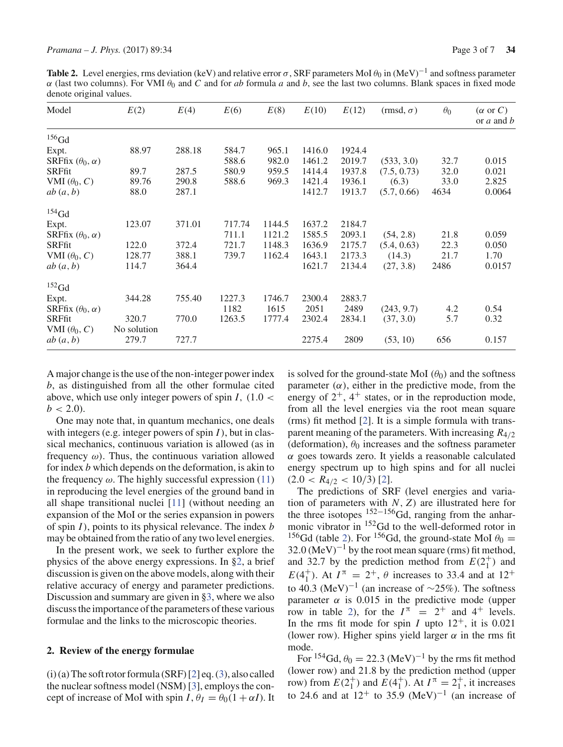**Table 2.** Level energies, rms deviation (keV) and relative error $\sigma$, SRF parameters MoI $\theta_0$ in $(\text{MeV})^{-1}$ and softness parameter $\alpha$ (last two columns). For VMI $\theta_0$ and $C$ and for $ab$ formula $a$ and $b$, see the last two columns. Blank spaces in fixed mode denote original values.

| Model | $E(2)$ | $E(4)$ | $E(6)$ | $E(8)$ | $E(10)$ | $E(12)$ | (rmsd, $\sigma$) | $\theta_0$ | ($\alpha$ or $C$) or $a$ and $b$ |
|---|---|---|---|---|---|---|---|---|---|
| $^{156}$Gd | | | | | | | | | |
| Expt. | 88.97 | 288.18 | 584.7 | 965.1 | 1416.0 | 1924.4 | | | |
| SRFfix ($\theta_0, \alpha$) | | | 588.6 | 982.0 | 1461.2 | 2019.7 | (533, 3.0) | 32.7 | 0.015 |
| SRFfit | 89.7 | 287.5 | 580.9 | 959.5 | 1414.4 | 1937.8 | (7.5, 0.73) | 32.0 | 0.021 |
| VMI ($\theta_0, C$) | 89.76 | 290.8 | 588.6 | 969.3 | 1421.4 | 1936.1 | (6.3) | 33.0 | 2.825 |
| $ab$ ($a, b$) | 88.0 | 287.1 | | | 1412.7 | 1913.7 | (5.7, 0.66) | 4634 | 0.0064 |
| $^{154}$Gd | | | | | | | | | |
| Expt. | 123.07 | 371.01 | 717.74 | 1144.5 | 1637.2 | 2184.7 | | | |
| SRFfix ($\theta_0, \alpha$) | | | 711.1 | 1121.2 | 1585.5 | 2093.1 | (54, 2.8) | 21.8 | 0.059 |
| SRFfit | 122.0 | 372.4 | 721.7 | 1148.3 | 1636.9 | 2175.7 | (5.4, 0.63) | 22.3 | 0.050 |
| VMI ($\theta_0, C$) | 128.77 | 388.1 | 739.7 | 1162.4 | 1643.1 | 2173.3 | (14.3) | 21.7 | 1.70 |
| $ab$ ($a, b$) | 114.7 | 364.4 | | | 1621.7 | 2134.4 | (27, 3.8) | 2486 | 0.0157 |
| $^{152}$Gd | | | | | | | | | |
| Expt. | 344.28 | 755.40 | 1227.3 | 1746.7 | 2300.4 | 2883.7 | | | |
| SRFfix ($\theta_0, \alpha$) | | | 1182 | 1615 | 2051 | 2489 | (243, 9.7) | 4.2 | 0.54 |
| SRFfit | 320.7 | 770.0 | 1263.5 | 1777.4 | 2302.4 | 2834.1 | (37, 3.0) | 5.7 | 0.32 |
| VMI ($\theta_0, C$) | No solution | | | | | | | | |
| $ab$ ($a, b$) | 279.7 | 727.7 | | | 2275.4 | 2809 | (53, 10) | 656 | 0.157 |

A major change is the use of the non-integer power index $b$, as distinguished from all the other formulae cited above, which use only integer powers of spin $I$, $(1.0 < b < 2.0)$.

One may note that, in quantum mechanics, one deals with integers (e.g. integer powers of spin $I$), but in classical mechanics, continuous variation is allowed (as in frequency $\omega$). Thus, the continuous variation allowed for index $b$ which depends on the deformation, is akin to the frequency $\omega$. The highly successful expression (11) in reproducing the level energies of the ground band in all shape transitional nuclei [11] (without needing an expansion of the MoI or the series expansion in powers of spin $I$), points to its physical relevance. The index $b$ may be obtained from the ratio of any two level energies.

In the present work, we seek to further explore the physics of the above energy expressions. In §2, a brief discussion is given on the above models, along with their relative accuracy of energy and parameter predictions. Discussion and summary are given in §3, where we also discuss the importance of the parameters of these various formulae and the links to the microscopic theories.

## 2. Review of the energy formulae

(i) (a) The soft rotor formula (SRF) [2] eq. (3), also called the nuclear softness model (NSM) [3], employs the concept of increase of MoI with spin $I$, $\theta_I = \theta_0(1 + \alpha I)$. It is solved for the ground-state MoI ($\theta_0$) and the softness parameter ($\alpha$), either in the predictive mode, from the energy of $2^+$, $4^+$ states, or in the reproduction mode, from all the level energies via the root mean square (rms) fit method [2]. It is a simple formula with transparent meaning of the parameters. With increasing $R_{4/2}$ (deformation), $\theta_0$ increases and the softness parameter $\alpha$ goes towards zero. It yields a reasonable calculated energy spectrum up to high spins and for all nuclei $(2.0 < R_{4/2} < 10/3)$ [2].

The predictions of SRF (level energies and variation of parameters with $N$, $Z$) are illustrated here for the three isotopes $^{152-156}$Gd, ranging from the anharmonic vibrator in $^{152}$Gd to the well-deformed rotor in $^{156}$Gd (table 2). For $^{156}$Gd, the ground-state MoI $\theta_0 = 32.0\ (\text{MeV})^{-1}$ by the root mean square (rms) fit method, and 32.7 by the prediction method from $E(2_1^+)$ and $E(4_1^+)$. At $I^\pi = 2^+$, $\theta$ increases to 33.4 and at $12^+$ to 40.3 $(\text{MeV})^{-1}$ (an increase of $\sim$25%). The softness parameter $\alpha$ is 0.015 in the predictive mode (upper row in table 2), for the $I^\pi = 2^+$ and $4^+$ levels. In the rms fit mode for spin $I$ upto $12^+$, it is 0.021 (lower row). Higher spins yield larger $\alpha$ in the rms fit mode.

For $^{154}$Gd, $\theta_0 = 22.3\ (\text{MeV})^{-1}$ by the rms fit method (lower row) and 21.8 by the prediction method (upper row) from $E(2_1^+)$ and $E(4_1^+)$. At $I^\pi = 2_1^+$, it increases to 24.6 and at $12^+$ to 35.9 $(\text{MeV})^{-1}$ (an increase of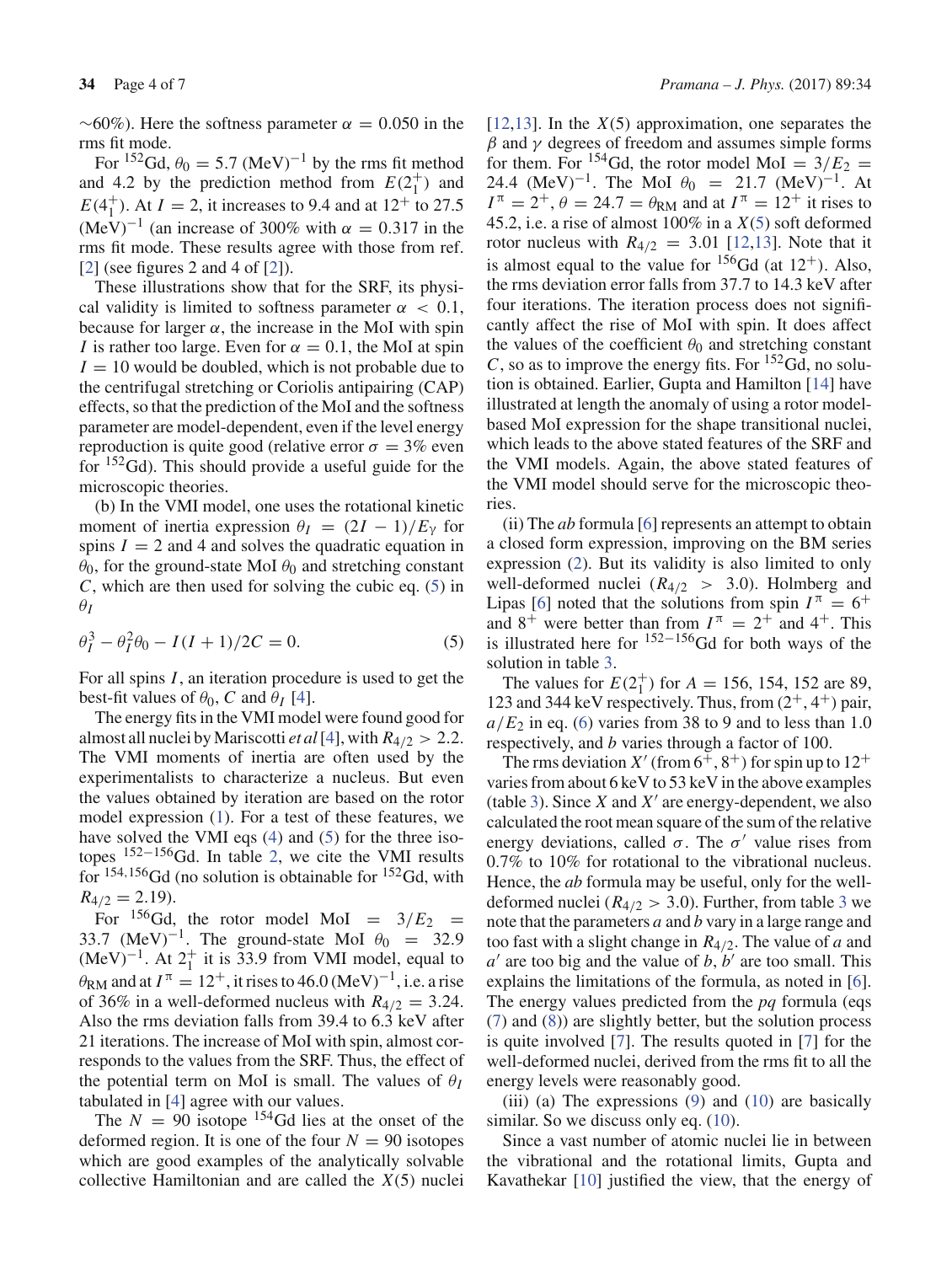~60%). Here the softness parameter $\alpha = 0.050$ in the rms fit mode.

For $^{152}$Gd, $\theta_0 = 5.7$ (MeV)$^{-1}$ by the rms fit method and 4.2 by the prediction method from $E(2_1^+)$ and $E(4_1^+)$. At $I = 2$, it increases to 9.4 and at $12^+$ to 27.5 (MeV)$^{-1}$ (an increase of 300% with $\alpha = 0.317$ in the rms fit mode. These results agree with those from ref. [2] (see figures 2 and 4 of [2]).

These illustrations show that for the SRF, its physical validity is limited to softness parameter $\alpha < 0.1$, because for larger $\alpha$, the increase in the MoI with spin $I$ is rather too large. Even for $\alpha = 0.1$, the MoI at spin $I = 10$ would be doubled, which is not probable due to the centrifugal stretching or Coriolis antipairing (CAP) effects, so that the prediction of the MoI and the softness parameter are model-dependent, even if the level energy reproduction is quite good (relative error $\sigma = 3\%$ even for $^{152}$Gd). This should provide a useful guide for the microscopic theories.

(b) In the VMI model, one uses the rotational kinetic moment of inertia expression $\theta_I = (2I - 1)/E_\gamma$ for spins $I = 2$ and 4 and solves the quadratic equation in $\theta_0$, for the ground-state MoI $\theta_0$ and stretching constant $C$, which are then used for solving the cubic eq. (5) in $\theta_I$

$$\theta_I^3 - \theta_I^2\theta_0 - I(I+1)/2C = 0. \tag{5}$$

For all spins $I$, an iteration procedure is used to get the best-fit values of $\theta_0$, $C$ and $\theta_I$ [4].

The energy fits in the VMI model were found good for almost all nuclei by Mariscotti *et al* [4], with $R_{4/2} > 2.2$. The VMI moments of inertia are often used by the experimentalists to characterize a nucleus. But even the values obtained by iteration are based on the rotor model expression (1). For a test of these features, we have solved the VMI eqs (4) and (5) for the three isotopes $^{152-156}$Gd. In table 2, we cite the VMI results for $^{154,156}$Gd (no solution is obtainable for $^{152}$Gd, with $R_{4/2} = 2.19$).

For $^{156}$Gd, the rotor model MoI $= 3/E_2 = 33.7$ (MeV)$^{-1}$. The ground-state MoI $\theta_0 = 32.9$ (MeV)$^{-1}$. At $2_1^+$ it is 33.9 from VMI model, equal to $\theta_{\mathrm{RM}}$ and at $I^\pi = 12^+$, it rises to 46.0 (MeV)$^{-1}$, i.e. a rise of 36% in a well-deformed nucleus with $R_{4/2} = 3.24$. Also the rms deviation falls from 39.4 to 6.3 keV after 21 iterations. The increase of MoI with spin, almost corresponds to the values from the SRF. Thus, the effect of the potential term on MoI is small. The values of $\theta_I$ tabulated in [4] agree with our values.

The $N = 90$ isotope $^{154}$Gd lies at the onset of the deformed region. It is one of the four $N = 90$ isotopes which are good examples of the analytically solvable collective Hamiltonian and are called the $X(5)$ nuclei [12,13]. In the $X(5)$ approximation, one separates the $\beta$ and $\gamma$ degrees of freedom and assumes simple forms for them. For $^{154}$Gd, the rotor model MoI $= 3/E_2 = 24.4$ (MeV)$^{-1}$. The MoI $\theta_0 = 21.7$ (MeV)$^{-1}$. At $I^\pi = 2^+$, $\theta = 24.7 = \theta_{\mathrm{RM}}$ and at $I^\pi = 12^+$ it rises to 45.2, i.e. a rise of almost 100% in a $X(5)$ soft deformed rotor nucleus with $R_{4/2} = 3.01$ [12,13]. Note that it is almost equal to the value for $^{156}$Gd (at $12^+$). Also, the rms deviation error falls from 37.7 to 14.3 keV after four iterations. The iteration process does not significantly affect the rise of MoI with spin. It does affect the values of the coefficient $\theta_0$ and stretching constant $C$, so as to improve the energy fits. For $^{152}$Gd, no solution is obtained. Earlier, Gupta and Hamilton [14] have illustrated at length the anomaly of using a rotor model-based MoI expression for the shape transitional nuclei, which leads to the above stated features of the SRF and the VMI models. Again, the above stated features of the VMI model should serve for the microscopic theories.

(ii) The *ab* formula [6] represents an attempt to obtain a closed form expression, improving on the BM series expression (2). But its validity is also limited to only well-deformed nuclei ($R_{4/2} > 3.0$). Holmberg and Lipas [6] noted that the solutions from spin $I^\pi = 6^+$ and $8^+$ were better than from $I^\pi = 2^+$ and $4^+$. This is illustrated here for $^{152-156}$Gd for both ways of the solution in table 3.

The values for $E(2_1^+)$ for $A = 156$, 154, 152 are 89, 123 and 344 keV respectively. Thus, from ($2^+, 4^+$) pair, $a/E_2$ in eq. (6) varies from 38 to 9 and to less than 1.0 respectively, and $b$ varies through a factor of 100.

The rms deviation $X'$ (from $6^+, 8^+$) for spin up to $12^+$ varies from about 6 keV to 53 keV in the above examples (table 3). Since $X$ and $X'$ are energy-dependent, we also calculated the root mean square of the sum of the relative energy deviations, called $\sigma$. The $\sigma'$ value rises from 0.7% to 10% for rotational to the vibrational nucleus. Hence, the *ab* formula may be useful, only for the well-deformed nuclei ($R_{4/2} > 3.0$). Further, from table 3 we note that the parameters $a$ and $b$ vary in a large range and too fast with a slight change in $R_{4/2}$. The value of $a$ and $a'$ are too big and the value of $b$, $b'$ are too small. This explains the limitations of the formula, as noted in [6]. The energy values predicted from the *pq* formula (eqs (7) and (8)) are slightly better, but the solution process is quite involved [7]. The results quoted in [7] for the well-deformed nuclei, derived from the rms fit to all the energy levels were reasonably good.

(iii) (a) The expressions (9) and (10) are basically similar. So we discuss only eq. (10).

Since a vast number of atomic nuclei lie in between the vibrational and the rotational limits, Gupta and Kavathekar [10] justified the view, that the energy of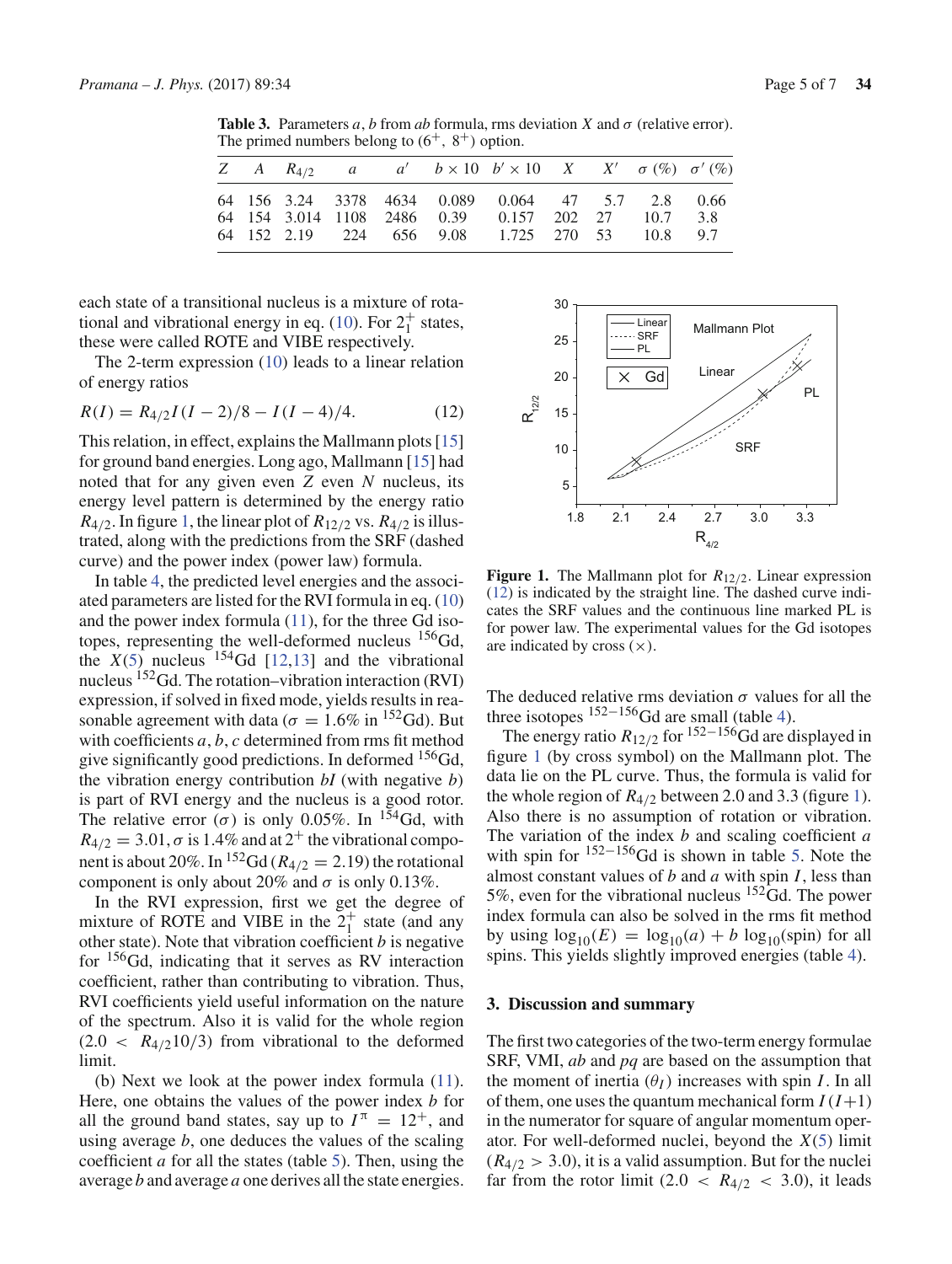**Table 3.** Parameters $a$, $b$ from $ab$ formula, rms deviation $X$ and $\sigma$ (relative error). The primed numbers belong to ($6^+$, $8^+$) option.

| $Z$ | $A$ | $R_{4/2}$ | $a$ | $a'$ | $b \times 10$ | $b' \times 10$ | $X$ | $X'$ | $\sigma$ (%) | $\sigma'$ (%) |
|---|---|---|---|---|---|---|---|---|---|---|
| 64 | 156 | 3.24 | 3378 | 4634 | 0.089 | 0.064 | 47 | 5.7 | 2.8 | 0.66 |
| 64 | 154 | 3.014 | 1108 | 2486 | 0.39 | 0.157 | 202 | 27 | 10.7 | 3.8 |
| 64 | 152 | 2.19 | 224 | 656 | 9.08 | 1.725 | 270 | 53 | 10.8 | 9.7 |

each state of a transitional nucleus is a mixture of rotational and vibrational energy in eq. (10). For $2_1^+$ states, these were called ROTE and VIBE respectively.

The 2-term expression (10) leads to a linear relation of energy ratios

$$R(I) = R_{4/2} I(I-2)/8 - I(I-4)/4. \tag{12}$$

This relation, in effect, explains the Mallmann plots [15] for ground band energies. Long ago, Mallmann [15] had noted that for any given even $Z$ even $N$ nucleus, its energy level pattern is determined by the energy ratio $R_{4/2}$. In figure 1, the linear plot of $R_{12/2}$ vs. $R_{4/2}$ is illustrated, along with the predictions from the SRF (dashed curve) and the power index (power law) formula.

In table 4, the predicted level energies and the associated parameters are listed for the RVI formula in eq. (10) and the power index formula (11), for the three Gd isotopes, representing the well-deformed nucleus $^{156}$Gd, the $X(5)$ nucleus $^{154}$Gd [12,13] and the vibrational nucleus $^{152}$Gd. The rotation–vibration interaction (RVI) expression, if solved in fixed mode, yields results in reasonable agreement with data ($\sigma = 1.6\%$ in $^{152}$Gd). But with coefficients $a, b, c$ determined from rms fit method give significantly good predictions. In deformed $^{156}$Gd, the vibration energy contribution $bI$ (with negative $b$) is part of RVI energy and the nucleus is a good rotor. The relative error ($\sigma$) is only 0.05%. In $^{154}$Gd, with $R_{4/2} = 3.01$, $\sigma$ is 1.4% and at $2^+$ the vibrational component is about 20%. In $^{152}$Gd ($R_{4/2} = 2.19$) the rotational component is only about 20% and $\sigma$ is only 0.13%.

In the RVI expression, first we get the degree of mixture of ROTE and VIBE in the $2_1^+$ state (and any other state). Note that vibration coefficient $b$ is negative for $^{156}$Gd, indicating that it serves as RV interaction coefficient, rather than contributing to vibration. Thus, RVI coefficients yield useful information on the nature of the spectrum. Also it is valid for the whole region ($2.0 < R_{4/2} 10/3$) from vibrational to the deformed limit.

(b) Next we look at the power index formula (11). Here, one obtains the values of the power index $b$ for all the ground band states, say up to $I^\pi = 12^+$, and using average $b$, one deduces the values of the scaling coefficient $a$ for all the states (table 5). Then, using the average $b$ and average $a$ one derives all the state energies. The deduced relative rms deviation $\sigma$ values for all the three isotopes $^{152-156}$Gd are small (table 4).

**Figure 1.** The Mallmann plot for $R_{12/2}$. Linear expression (12) is indicated by the straight line. The dashed curve indicates the SRF values and the continuous line marked PL is for power law. The experimental values for the Gd isotopes are indicated by cross (×).

The energy ratio $R_{12/2}$ for $^{152-156}$Gd are displayed in figure 1 (by cross symbol) on the Mallmann plot. The data lie on the PL curve. Thus, the formula is valid for the whole region of $R_{4/2}$ between 2.0 and 3.3 (figure 1). Also there is no assumption of rotation or vibration. The variation of the index $b$ and scaling coefficient $a$ with spin for $^{152-156}$Gd is shown in table 5. Note the almost constant values of $b$ and $a$ with spin $I$, less than 5%, even for the vibrational nucleus $^{152}$Gd. The power index formula can also be solved in the rms fit method by using $\log_{10}(E) = \log_{10}(a) + b \log_{10}(\text{spin})$ for all spins. This yields slightly improved energies (table 4).

## 3. Discussion and summary

The first two categories of the two-term energy formulae SRF, VMI, $ab$ and $pq$ are based on the assumption that the moment of inertia ($\theta_I$) increases with spin $I$. In all of them, one uses the quantum mechanical form $I(I+1)$ in the numerator for square of angular momentum operator. For well-deformed nuclei, beyond the $X(5)$ limit ($R_{4/2} > 3.0$), it is a valid assumption. But for the nuclei far from the rotor limit ($2.0 < R_{4/2} < 3.0$), it leads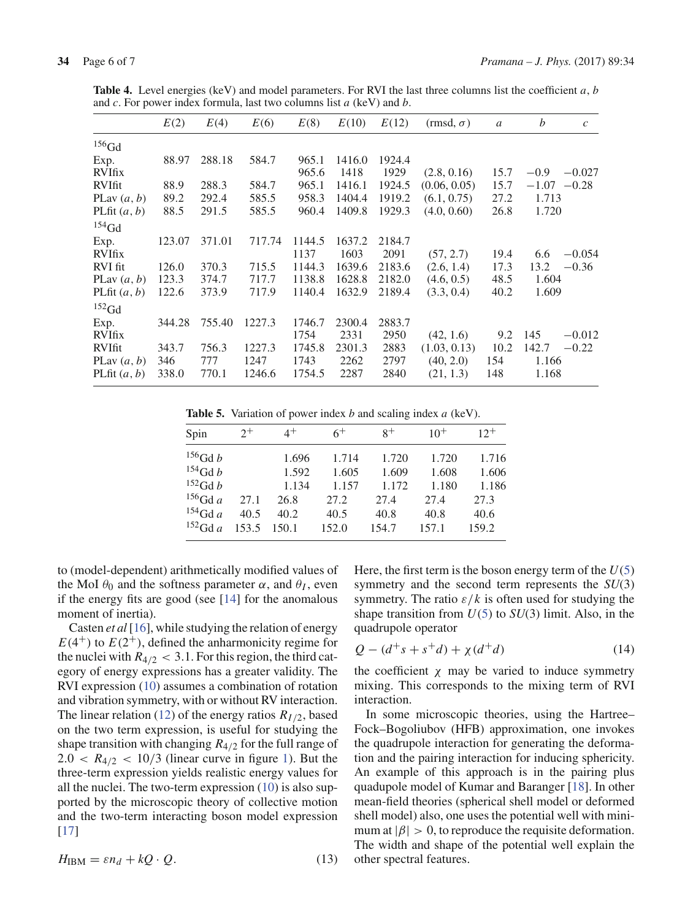**Table 4.** Level energies (keV) and model parameters. For RVI the last three columns list the coefficient $a$, $b$ and $c$. For power index formula, last two columns list $a$ (keV) and $b$.

| | $E(2)$ | $E(4)$ | $E(6)$ | $E(8)$ | $E(10)$ | $E(12)$ | (rmsd, $\sigma$) | $a$ | $b$ | $c$ |
|---|---|---|---|---|---|---|---|---|---|---|
| $^{156}$Gd | | | | | | | | | | |
| Exp. | 88.97 | 288.18 | 584.7 | 965.1 | 1416.0 | 1924.4 | | | | |
| RVIfix | | | | 965.6 | 1418 | 1929 | (2.8, 0.16) | 15.7 | −0.9 | −0.027 |
| RVIfit | 88.9 | 288.3 | 584.7 | 965.1 | 1416.1 | 1924.5 | (0.06, 0.05) | 15.7 | −1.07 | −0.28 |
| PLav $(a, b)$ | 89.2 | 292.4 | 585.5 | 958.3 | 1404.4 | 1919.2 | (6.1, 0.75) | 27.2 | 1.713 | |
| PLfit $(a, b)$ | 88.5 | 291.5 | 585.5 | 960.4 | 1409.8 | 1929.3 | (4.0, 0.60) | 26.8 | 1.720 | |
| $^{154}$Gd | | | | | | | | | | |
| Exp. | 123.07 | 371.01 | 717.74 | 1144.5 | 1637.2 | 2184.7 | | | | |
| RVIfix | | | | 1137 | 1603 | 2091 | (57, 2.7) | 19.4 | 6.6 | −0.054 |
| RVI fit | 126.0 | 370.3 | 715.5 | 1144.3 | 1639.6 | 2183.6 | (2.6, 1.4) | 17.3 | 13.2 | −0.36 |
| PLav $(a, b)$ | 123.3 | 374.7 | 717.7 | 1138.8 | 1628.8 | 2182.0 | (4.6, 0.5) | 48.5 | 1.604 | |
| PLfit $(a, b)$ | 122.6 | 373.9 | 717.9 | 1140.4 | 1632.9 | 2189.4 | (3.3, 0.4) | 40.2 | 1.609 | |
| $^{152}$Gd | | | | | | | | | | |
| Exp. | 344.28 | 755.40 | 1227.3 | 1746.7 | 2300.4 | 2883.7 | | | | |
| RVIfix | | | | 1754 | 2331 | 2950 | (42, 1.6) | 9.2 | 145 | −0.012 |
| RVIfit | 343.7 | 756.3 | 1227.3 | 1745.8 | 2301.3 | 2883 | (1.03, 0.13) | 10.2 | 142.7 | −0.22 |
| PLav $(a, b)$ | 346 | 777 | 1247 | 1743 | 2262 | 2797 | (40, 2.0) | 154 | 1.166 | |
| PLfit $(a, b)$ | 338.0 | 770.1 | 1246.6 | 1754.5 | 2287 | 2840 | (21, 1.3) | 148 | 1.168 | |

**Table 5.** Variation of power index $b$ and scaling index $a$ (keV).

| Spin | $2^+$ | $4^+$ | $6^+$ | $8^+$ | $10^+$ | $12^+$ |
|---|---|---|---|---|---|---|
| $^{156}$Gd $b$ | | 1.696 | 1.714 | 1.720 | 1.720 | 1.716 |
| $^{154}$Gd $b$ | | 1.592 | 1.605 | 1.609 | 1.608 | 1.606 |
| $^{152}$Gd $b$ | | 1.134 | 1.157 | 1.172 | 1.180 | 1.186 |
| $^{156}$Gd $a$ | 27.1 | 26.8 | 27.2 | 27.4 | 27.4 | 27.3 |
| $^{154}$Gd $a$ | 40.5 | 40.2 | 40.5 | 40.8 | 40.8 | 40.6 |
| $^{152}$Gd $a$ | 153.5 | 150.1 | 152.0 | 154.7 | 157.1 | 159.2 |

to (model-dependent) arithmetically modified values of the MoI $\theta_0$ and the softness parameter $\alpha$, and $\theta_I$, even if the energy fits are good (see [14] for the anomalous moment of inertia).

Casten *et al* [16], while studying the relation of energy $E(4^+)$ to $E(2^+)$, defined the anharmonicity regime for the nuclei with $R_{4/2} < 3.1$. For this region, the third category of energy expressions has a greater validity. The RVI expression (10) assumes a combination of rotation and vibration symmetry, with or without RV interaction. The linear relation (12) of the energy ratios $R_{I/2}$, based on the two term expression, is useful for studying the shape transition with changing $R_{4/2}$ for the full range of $2.0 < R_{4/2} < 10/3$ (linear curve in figure 1). But the three-term expression yields realistic energy values for all the nuclei. The two-term expression (10) is also supported by the microscopic theory of collective motion and the two-term interacting boson model expression [17]

$$H_{\text{IBM}} = \varepsilon n_d + kQ \cdot Q. \tag{13}$$

Here, the first term is the boson energy term of the $U(5)$ symmetry and the second term represents the $SU(3)$ symmetry. The ratio $\varepsilon/k$ is often used for studying the shape transition from $U(5)$ to $SU(3)$ limit. Also, in the quadrupole operator

$$Q - (d^+s + s^+d) + \chi(d^+d) \tag{14}$$

the coefficient $\chi$ may be varied to induce symmetry mixing. This corresponds to the mixing term of RVI interaction.

In some microscopic theories, using the Hartree–Fock–Bogoliubov (HFB) approximation, one invokes the quadrupole interaction for generating the deformation and the pairing interaction for inducing sphericity. An example of this approach is in the pairing plus quadupole model of Kumar and Baranger [18]. In other mean-field theories (spherical shell model or deformed shell model) also, one uses the potential well with minimum at $|\beta| > 0$, to reproduce the requisite deformation. The width and shape of the potential well explain the other spectral features.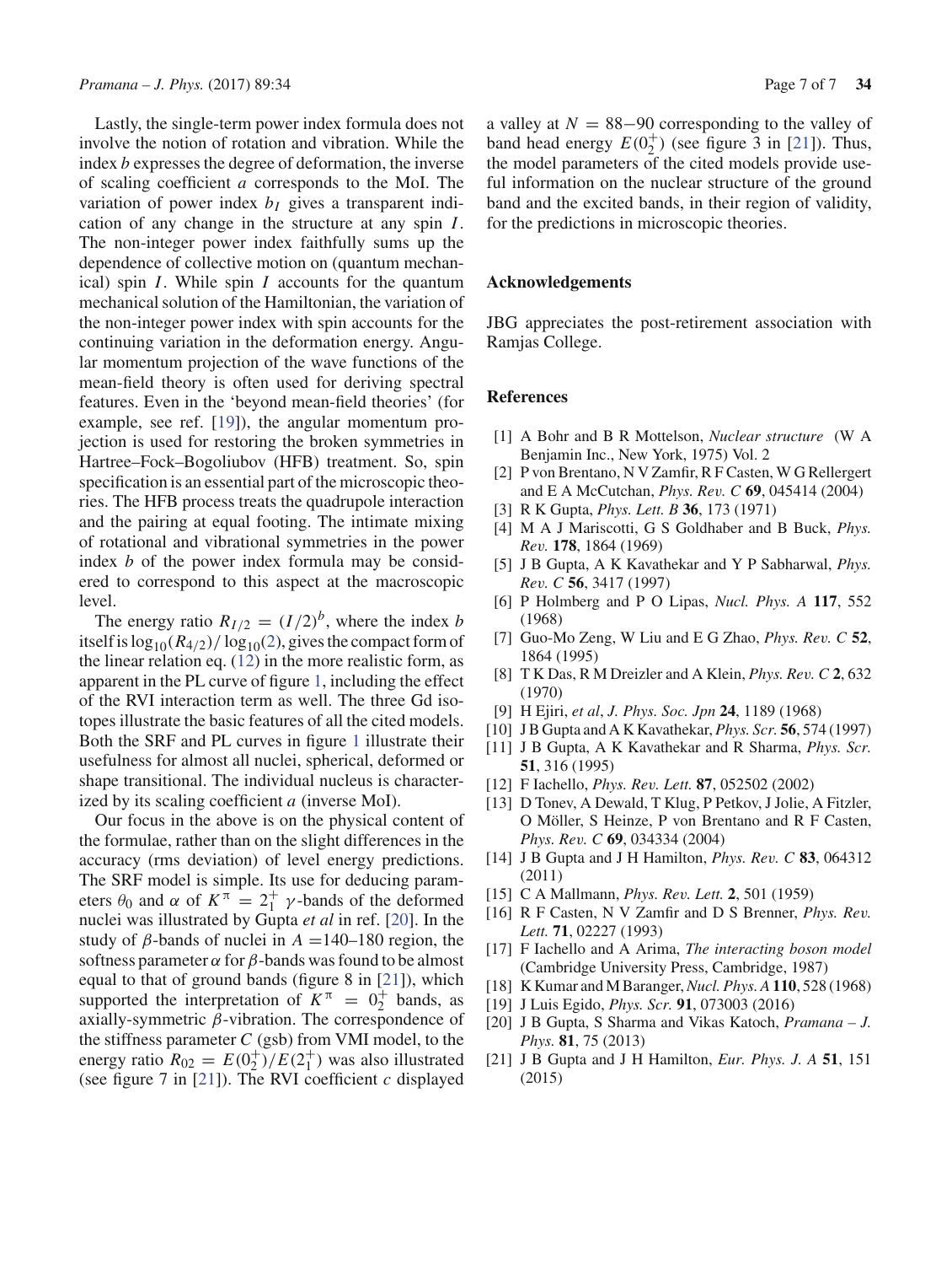Lastly, the single-term power index formula does not involve the notion of rotation and vibration. While the index $b$ expresses the degree of deformation, the inverse of scaling coefficient $a$ corresponds to the MoI. The variation of power index $b_I$ gives a transparent indication of any change in the structure at any spin $I$. The non-integer power index faithfully sums up the dependence of collective motion on (quantum mechanical) spin $I$. While spin $I$ accounts for the quantum mechanical solution of the Hamiltonian, the variation of the non-integer power index with spin accounts for the continuing variation in the deformation energy. Angular momentum projection of the wave functions of the mean-field theory is often used for deriving spectral features. Even in the 'beyond mean-field theories' (for example, see ref. [19]), the angular momentum projection is used for restoring the broken symmetries in Hartree–Fock–Bogoliubov (HFB) treatment. So, spin specification is an essential part of the microscopic theories. The HFB process treats the quadrupole interaction and the pairing at equal footing. The intimate mixing of rotational and vibrational symmetries in the power index $b$ of the power index formula may be considered to correspond to this aspect at the macroscopic level.

The energy ratio $R_{I/2} = (I/2)^b$, where the index $b$ itself is $\log_{10}(R_{4/2})/\log_{10}(2)$, gives the compact form of the linear relation eq. (12) in the more realistic form, as apparent in the PL curve of figure 1, including the effect of the RVI interaction term as well. The three Gd isotopes illustrate the basic features of all the cited models. Both the SRF and PL curves in figure 1 illustrate their usefulness for almost all nuclei, spherical, deformed or shape transitional. The individual nucleus is characterized by its scaling coefficient $a$ (inverse MoI).

Our focus in the above is on the physical content of the formulae, rather than on the slight differences in the accuracy (rms deviation) of level energy predictions. The SRF model is simple. Its use for deducing parameters $\theta_0$ and $\alpha$ of $K^\pi = 2_1^+$ $\gamma$-bands of the deformed nuclei was illustrated by Gupta *et al* in ref. [20]. In the study of $\beta$-bands of nuclei in $A$ =140–180 region, the softness parameter $\alpha$ for $\beta$-bands was found to be almost equal to that of ground bands (figure 8 in [21]), which supported the interpretation of $K^\pi = 0_2^+$ bands, as axially-symmetric $\beta$-vibration. The correspondence of the stiffness parameter $C$ (gsb) from VMI model, to the energy ratio $R_{02} = E(0_2^+)/E(2_1^+)$ was also illustrated (see figure 7 in [21]). The RVI coefficient $c$ displayed a valley at $N = 88-90$ corresponding to the valley of band head energy $E(0_2^+)$ (see figure 3 in [21]). Thus, the model parameters of the cited models provide useful information on the nuclear structure of the ground band and the excited bands, in their region of validity, for the predictions in microscopic theories.

## Acknowledgements

JBG appreciates the post-retirement association with Ramjas College.

## References

[1] A Bohr and B R Mottelson, *Nuclear structure* (W A Benjamin Inc., New York, 1975) Vol. 2

[2] P von Brentano, N V Zamfir, R F Casten, W G Rellergert and E A McCutchan, *Phys. Rev. C* **69**, 045414 (2004)

[3] R K Gupta, *Phys. Lett. B* **36**, 173 (1971)

[4] M A J Mariscotti, G S Goldhaber and B Buck, *Phys. Rev.* **178**, 1864 (1969)

[5] J B Gupta, A K Kavathekar and Y P Sabharwal, *Phys. Rev. C* **56**, 3417 (1997)

[6] P Holmberg and P O Lipas, *Nucl. Phys. A* **117**, 552 (1968)

[7] Guo-Mo Zeng, W Liu and E G Zhao, *Phys. Rev. C* **52**, 1864 (1995)

[8] T K Das, R M Dreizler and A Klein, *Phys. Rev. C* **2**, 632 (1970)

[9] H Ejiri, *et al*, *J. Phys. Soc. Jpn* **24**, 1189 (1968)

[10] J B Gupta and A K Kavathekar, *Phys. Scr.* **56**, 574 (1997)

[11] J B Gupta, A K Kavathekar and R Sharma, *Phys. Scr.* **51**, 316 (1995)

[12] F Iachello, *Phys. Rev. Lett.* **87**, 052502 (2002)

[13] D Tonev, A Dewald, T Klug, P Petkov, J Jolie, A Fitzler, O Möller, S Heinze, P von Brentano and R F Casten, *Phys. Rev. C* **69**, 034334 (2004)

[14] J B Gupta and J H Hamilton, *Phys. Rev. C* **83**, 064312 (2011)

[15] C A Mallmann, *Phys. Rev. Lett.* **2**, 501 (1959)

[16] R F Casten, N V Zamfir and D S Brenner, *Phys. Rev. Lett.* **71**, 02227 (1993)

[17] F Iachello and A Arima, *The interacting boson model* (Cambridge University Press, Cambridge, 1987)

[18] K Kumar and M Baranger, *Nucl. Phys. A* **110**, 528 (1968)

[19] J Luis Egido, *Phys. Scr.* **91**, 073003 (2016)

[20] J B Gupta, S Sharma and Vikas Katoch, *Pramana – J. Phys.* **81**, 75 (2013)

[21] J B Gupta and J H Hamilton, *Eur. Phys. J. A* **51**, 151 (2015)